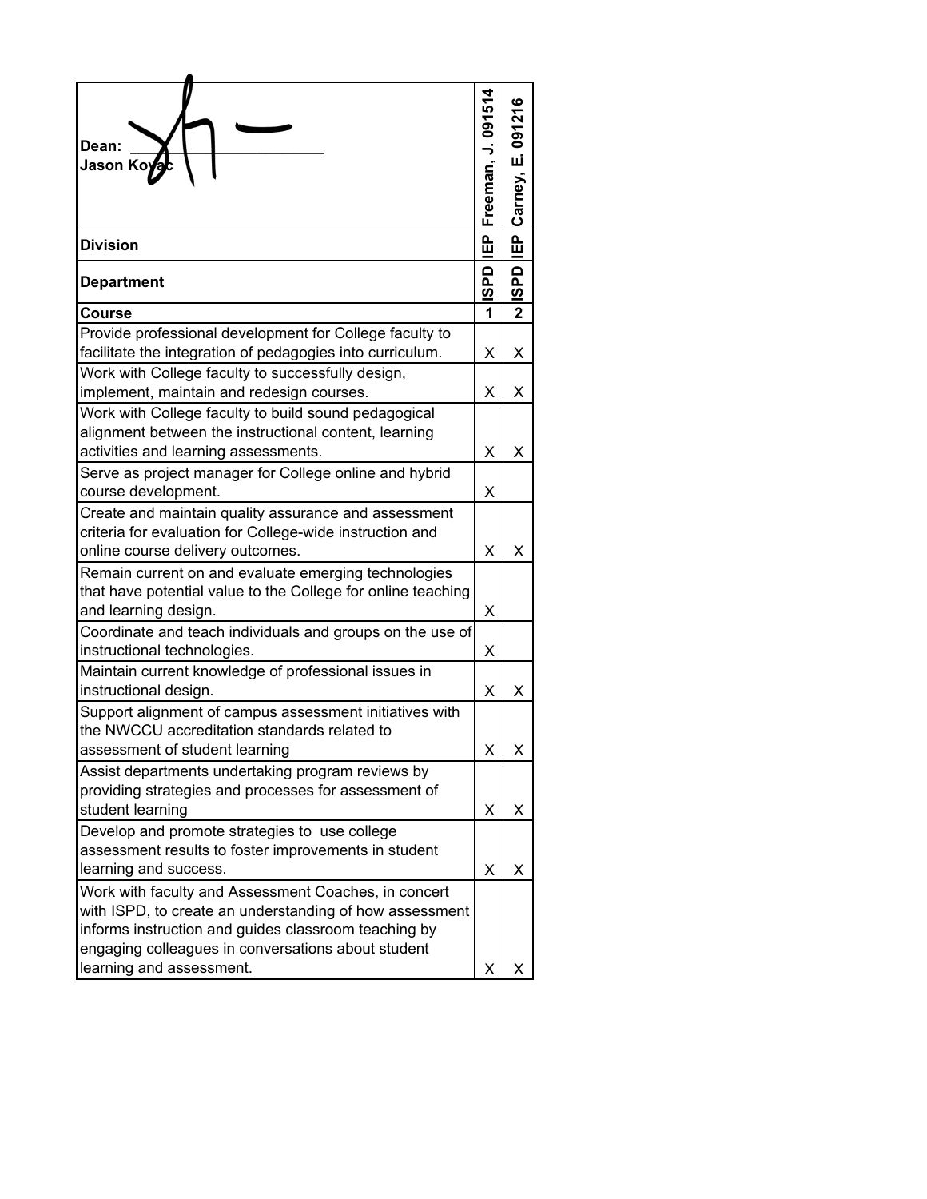| Dean: ____________ Jason Kovac | Freeman, J. 091514 | Carney, E. 091216 |
|---|---|---|
| **Division** | IEP | IEP |
| **Department** | ISPD | ISPD |
| **Course** | 1 | 2 |
| Provide professional development for College faculty to facilitate the integration of pedagogies into curriculum. | X | X |
| Work with College faculty to successfully design, implement, maintain and redesign courses. | X | X |
| Work with College faculty to build sound pedagogical alignment between the instructional content, learning activities and learning assessments. | X | X |
| Serve as project manager for College online and hybrid course development. | X | |
| Create and maintain quality assurance and assessment criteria for evaluation for College-wide instruction and online course delivery outcomes. | X | X |
| Remain current on and evaluate emerging technologies that have potential value to the College for online teaching and learning design. | X | |
| Coordinate and teach individuals and groups on the use of instructional technologies. | X | |
| Maintain current knowledge of professional issues in instructional design. | X | X |
| Support alignment of campus assessment initiatives with the NWCCU accreditation standards related to assessment of student learning | X | X |
| Assist departments undertaking program reviews by providing strategies and processes for assessment of student learning | X | X |
| Develop and promote strategies to use college assessment results to foster improvements in student learning and success. | X | X |
| Work with faculty and Assessment Coaches, in concert with ISPD, to create an understanding of how assessment informs instruction and guides classroom teaching by engaging colleagues in conversations about student learning and assessment. | X | X |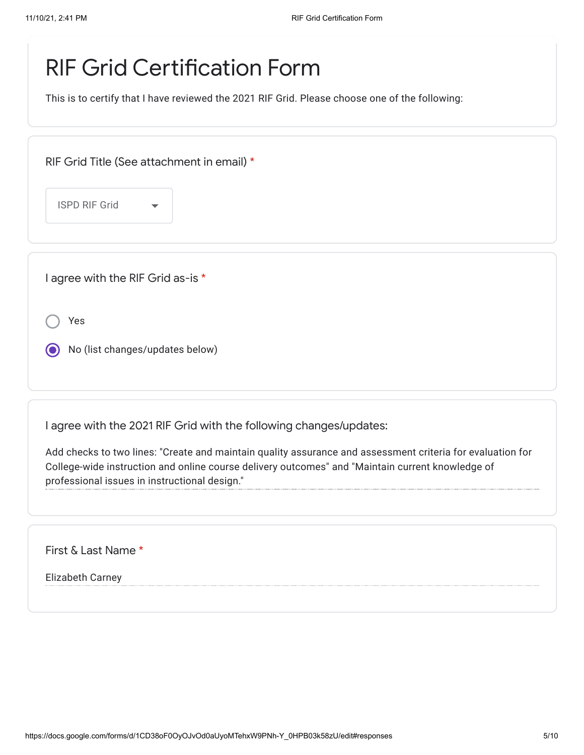# RIF Grid Certification Form

This is to certify that I have reviewed the 2021 RIF Grid. Please choose one of the following:

RIF Grid Title (See attachment in email) *

ISPD RIF Grid

I agree with the RIF Grid as-is *

- ○ Yes
- ◉ No (list changes/updates below)

I agree with the 2021 RIF Grid with the following changes/updates:

Add checks to two lines: "Create and maintain quality assurance and assessment criteria for evaluation for College-wide instruction and online course delivery outcomes" and "Maintain current knowledge of professional issues in instructional design."

First & Last Name *

Elizabeth Carney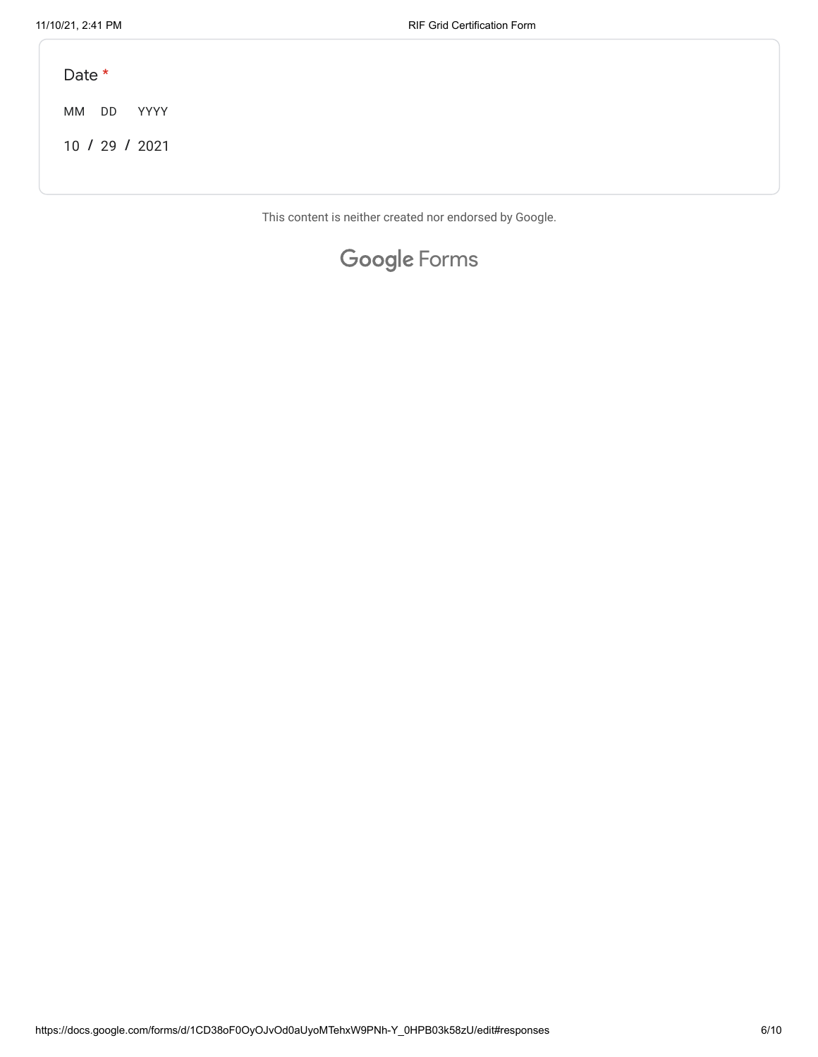Date *

MM DD YYYY

10 / 29 / 2021

This content is neither created nor endorsed by Google.

Google Forms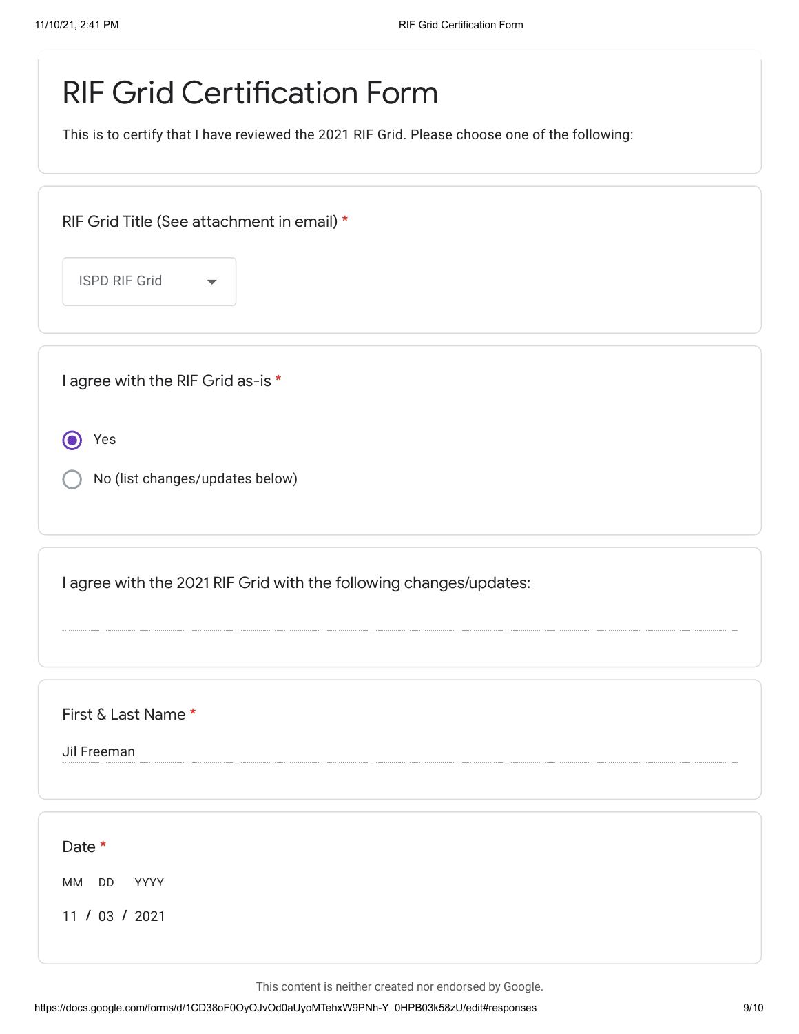# RIF Grid Certification Form

This is to certify that I have reviewed the 2021 RIF Grid. Please choose one of the following:

RIF Grid Title (See attachment in email) *

ISPD RIF Grid

I agree with the RIF Grid as-is *

- (●) Yes
- ( ) No (list changes/updates below)

I agree with the 2021 RIF Grid with the following changes/updates:

First & Last Name *

Jil Freeman

Date *

MM DD YYYY

11 / 03 / 2021

This content is neither created nor endorsed by Google.